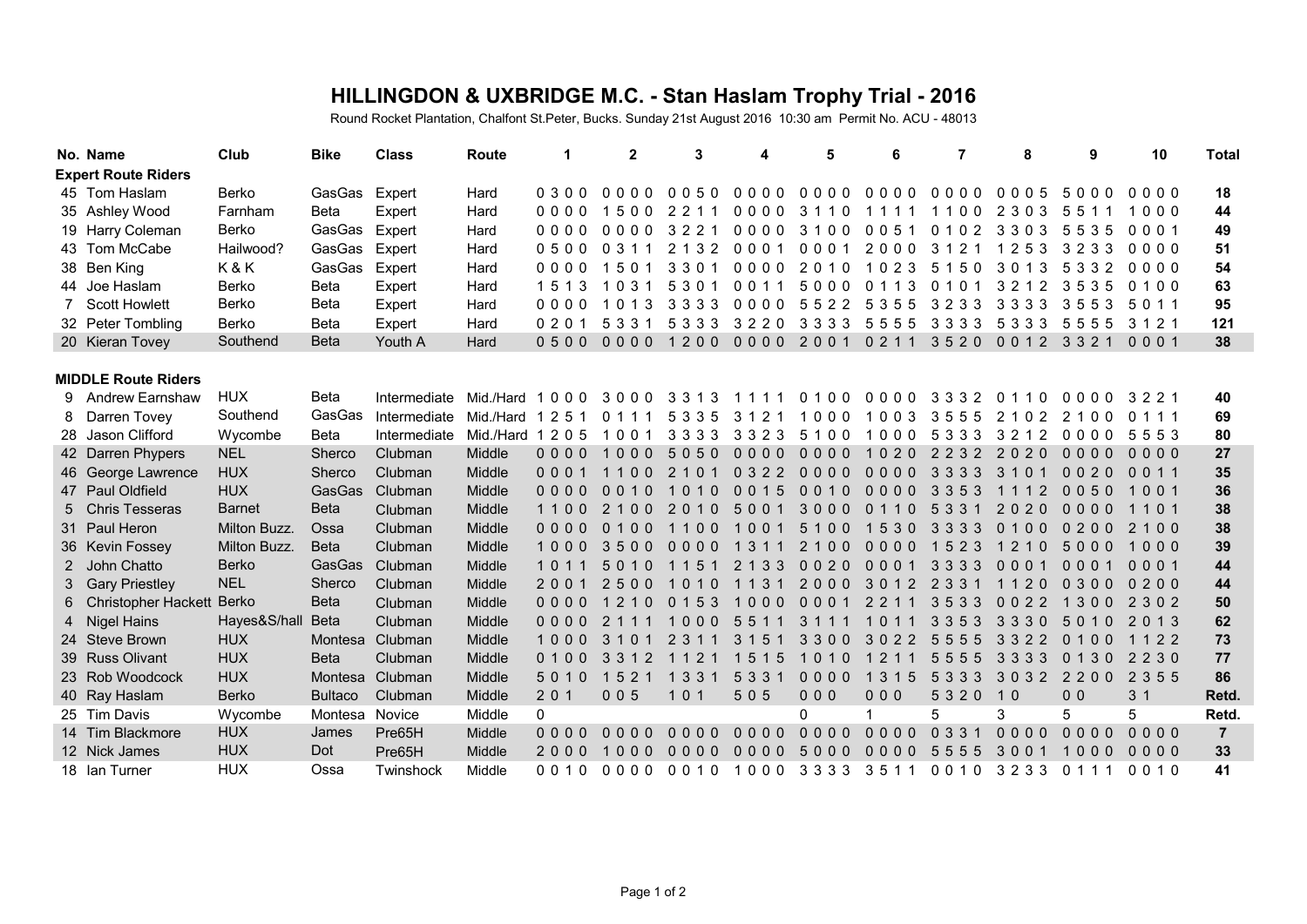# HILLINGDON & UXBRIDGE M.C. - Stan Haslam Trophy Trial - 2016

Round Rocket Plantation, Chalfont St.Peter, Bucks. Sunday 21st August 2016 10:30 am Permit No. ACU - 48013

| No. | Name | Club | Bike | Class | Route | 1 | 2 | 3 | 4 | 5 | 6 | 7 | 8 | 9 | 10 | Total |
|---|---|---|---|---|---|---|---|---|---|---|---|---|---|---|---|---|
| **Expert Route Riders** | | | | | | | | | | | | | | | | |
| 45 | Tom Haslam | Berko | GasGas | Expert | Hard | 0 3 0 0 | 0 0 0 0 | 0 0 5 0 | 0 0 0 0 | 0 0 0 0 | 0 0 0 0 | 0 0 0 0 | 0 0 0 5 | 5 0 0 0 | 0 0 0 0 | **18** |
| 35 | Ashley Wood | Farnham | Beta | Expert | Hard | 0 0 0 0 | 1 5 0 0 | 2 2 1 1 | 0 0 0 0 | 3 1 1 0 | 1 1 1 1 | 1 1 0 0 | 2 3 0 3 | 5 5 1 1 | 1 0 0 0 | **44** |
| 19 | Harry Coleman | Berko | GasGas | Expert | Hard | 0 0 0 0 | 0 0 0 0 | 3 2 2 1 | 0 0 0 0 | 3 1 0 0 | 0 0 5 1 | 0 1 0 2 | 3 3 0 3 | 5 5 3 5 | 0 0 0 1 | **49** |
| 43 | Tom McCabe | Hailwood? | GasGas | Expert | Hard | 0 5 0 0 | 0 3 1 1 | 2 1 3 2 | 0 0 0 1 | 0 0 0 1 | 2 0 0 0 | 3 1 2 1 | 1 2 5 3 | 3 2 3 3 | 0 0 0 0 | **51** |
| 38 | Ben King | K & K | GasGas | Expert | Hard | 0 0 0 0 | 1 5 0 1 | 3 3 0 1 | 0 0 0 0 | 2 0 1 0 | 1 0 2 3 | 5 1 5 0 | 3 0 1 3 | 5 3 3 2 | 0 0 0 0 | **54** |
| 44 | Joe Haslam | Berko | Beta | Expert | Hard | 1 5 1 3 | 1 0 3 1 | 5 3 0 1 | 0 0 1 1 | 5 0 0 0 | 0 1 1 3 | 0 1 0 1 | 3 2 1 2 | 3 5 3 5 | 0 1 0 0 | **63** |
| 7 | Scott Howlett | Berko | Beta | Expert | Hard | 0 0 0 0 | 1 0 1 3 | 3 3 3 3 | 0 0 0 0 | 5 5 2 2 | 5 3 5 5 | 3 2 3 3 | 3 3 3 3 | 3 5 5 3 | 5 0 1 1 | **95** |
| 32 | Peter Tombling | Berko | Beta | Expert | Hard | 0 2 0 1 | 5 3 3 1 | 5 3 3 3 | 3 2 2 0 | 3 3 3 3 | 5 5 5 5 | 3 3 3 3 | 5 3 3 3 | 5 5 5 5 | 3 1 2 1 | **121** |
| 20 | Kieran Tovey | Southend | Beta | Youth A | Hard | 0 5 0 0 | 0 0 0 0 | 1 2 0 0 | 0 0 0 0 | 2 0 0 1 | 0 2 1 1 | 3 5 2 0 | 0 0 1 2 | 3 3 2 1 | 0 0 0 1 | **38** |
| **MIDDLE Route Riders** | | | | | | | | | | | | | | | | |
| 9 | Andrew Earnshaw | HUX | Beta | Intermediate | Mid./Hard | 1 0 0 0 | 3 0 0 0 | 3 3 1 3 | 1 1 1 1 | 0 1 0 0 | 0 0 0 0 | 3 3 3 2 | 0 1 1 0 | 0 0 0 0 | 3 2 2 1 | **40** |
| 8 | Darren Tovey | Southend | GasGas | Intermediate | Mid./Hard | 1 2 5 1 | 0 1 1 1 | 5 3 3 5 | 3 1 2 1 | 1 0 0 0 | 1 0 0 3 | 3 5 5 5 | 2 1 0 2 | 2 1 0 0 | 0 1 1 1 | **69** |
| 28 | Jason Clifford | Wycombe | Beta | Intermediate | Mid./Hard | 1 2 0 5 | 1 0 0 1 | 3 3 3 3 | 3 3 2 3 | 5 1 0 0 | 1 0 0 0 | 5 3 3 3 | 3 2 1 2 | 0 0 0 0 | 5 5 5 3 | **80** |
| 42 | Darren Phypers | NEL | Sherco | Clubman | Middle | 0 0 0 0 | 1 0 0 0 | 5 0 5 0 | 0 0 0 0 | 0 0 0 0 | 1 0 2 0 | 2 2 3 2 | 2 0 2 0 | 0 0 0 0 | 0 0 0 0 | **27** |
| 46 | George Lawrence | HUX | Sherco | Clubman | Middle | 0 0 0 1 | 1 1 0 0 | 2 1 0 1 | 0 3 2 2 | 0 0 0 0 | 0 0 0 0 | 3 3 3 3 | 3 1 0 1 | 0 0 2 0 | 0 0 1 1 | **35** |
| 47 | Paul Oldfield | HUX | GasGas | Clubman | Middle | 0 0 0 0 | 0 0 1 0 | 1 0 1 0 | 0 0 1 5 | 0 0 1 0 | 0 0 0 0 | 3 3 5 3 | 1 1 1 2 | 0 0 5 0 | 1 0 0 1 | **36** |
| 5 | Chris Tesseras | Barnet | Beta | Clubman | Middle | 1 1 0 0 | 2 1 0 0 | 2 0 1 0 | 5 0 0 1 | 3 0 0 0 | 0 1 1 0 | 5 3 3 1 | 2 0 2 0 | 0 0 0 0 | 1 1 0 1 | **38** |
| 31 | Paul Heron | Milton Buzz. | Ossa | Clubman | Middle | 0 0 0 0 | 0 1 0 0 | 1 1 0 0 | 1 0 0 1 | 5 1 0 0 | 1 5 3 0 | 3 3 3 3 | 0 1 0 0 | 0 2 0 0 | 2 1 0 0 | **38** |
| 36 | Kevin Fossey | Milton Buzz. | Beta | Clubman | Middle | 1 0 0 0 | 3 5 0 0 | 0 0 0 0 | 1 3 1 1 | 2 1 0 0 | 0 0 0 0 | 1 5 2 3 | 1 2 1 0 | 5 0 0 0 | 1 0 0 0 | **39** |
| 2 | John Chatto | Berko | GasGas | Clubman | Middle | 1 0 1 1 | 5 0 1 0 | 1 1 5 1 | 2 1 3 3 | 0 0 2 0 | 0 0 0 1 | 3 3 3 3 | 0 0 0 1 | 0 0 0 1 | 0 0 0 1 | **44** |
| 3 | Gary Priestley | NEL | Sherco | Clubman | Middle | 2 0 0 1 | 2 5 0 0 | 1 0 1 0 | 1 1 3 1 | 2 0 0 0 | 3 0 1 2 | 2 3 3 1 | 1 1 2 0 | 0 3 0 0 | 0 2 0 0 | **44** |
| 6 | Christopher Hackett | Berko | Beta | Clubman | Middle | 0 0 0 0 | 1 2 1 0 | 0 1 5 3 | 1 0 0 0 | 0 0 0 1 | 2 2 1 1 | 3 5 3 3 | 0 0 2 2 | 1 3 0 0 | 2 3 0 2 | **50** |
| 4 | Nigel Hains | Hayes&S/hall | Beta | Clubman | Middle | 0 0 0 0 | 2 1 1 1 | 1 0 0 0 | 5 5 1 1 | 3 1 1 1 | 1 0 1 1 | 3 3 5 3 | 3 3 3 0 | 5 0 1 0 | 2 0 1 3 | **62** |
| 24 | Steve Brown | HUX | Montesa | Clubman | Middle | 1 0 0 0 | 3 1 0 1 | 2 3 1 1 | 3 1 5 1 | 3 3 0 0 | 3 0 2 2 | 5 5 5 5 | 3 3 2 2 | 0 1 0 0 | 1 1 2 2 | **73** |
| 39 | Russ Olivant | HUX | Beta | Clubman | Middle | 0 1 0 0 | 3 3 1 2 | 1 1 2 1 | 1 5 1 5 | 1 0 1 0 | 1 2 1 1 | 5 5 5 5 | 3 3 3 3 | 0 1 3 0 | 2 2 3 0 | **77** |
| 23 | Rob Woodcock | HUX | Montesa | Clubman | Middle | 5 0 1 0 | 1 5 2 1 | 1 3 3 1 | 5 3 3 1 | 0 0 0 0 | 1 3 1 5 | 5 3 3 3 | 3 0 3 2 | 2 2 0 0 | 2 3 5 5 | **86** |
| 40 | Ray Haslam | Berko | Bultaco | Clubman | Middle | 2 0 1 | 0 0 5 | 1 0 1 | 5 0 5 | 0 0 0 | 0 0 0 | 5 3 2 0 | 1 0 | 0 0 | 3 1 | **Retd.** |
| 25 | Tim Davis | Wycombe | Montesa | Novice | Middle | 0 | | | | 0 | 1 | 5 | 3 | 5 | 5 | **Retd.** |
| 14 | Tim Blackmore | HUX | James | Pre65H | Middle | 0 0 0 0 | 0 0 0 0 | 0 0 0 0 | 0 0 0 0 | 0 0 0 0 | 0 0 0 0 | 0 3 3 1 | 0 0 0 0 | 0 0 0 0 | 0 0 0 0 | **7** |
| 12 | Nick James | HUX | Dot | Pre65H | Middle | 2 0 0 0 | 1 0 0 0 | 0 0 0 0 | 0 0 0 0 | 5 0 0 0 | 0 0 0 0 | 5 5 5 5 | 3 0 0 1 | 1 0 0 0 | 0 0 0 0 | **33** |
| 18 | Ian Turner | HUX | Ossa | Twinshock | Middle | 0 0 1 0 | 0 0 0 0 | 0 0 1 0 | 1 0 0 0 | 3 3 3 3 | 3 5 1 1 | 0 0 1 0 | 3 2 3 3 | 0 1 1 1 | 0 0 1 0 | **41** |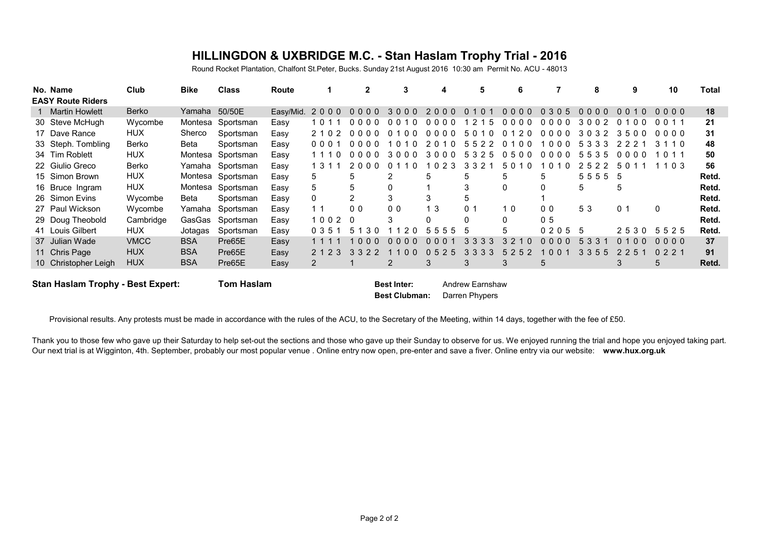# HILLINGDON & UXBRIDGE M.C. - Stan Haslam Trophy Trial - 2016

Round Rocket Plantation, Chalfont St.Peter, Bucks. Sunday 21st August 2016 10:30 am Permit No. ACU - 48013

| No. | Name | Club | Bike | Class | Route | 1 | 2 | 3 | 4 | 5 | 6 | 7 | 8 | 9 | 10 | Total |
|---|---|---|---|---|---|---|---|---|---|---|---|---|---|---|---|---|
| **EASY Route Riders** | | | | | | | | | | | | | | | | |
| 1 | Martin Howlett | Berko | Yamaha | 50/50E | Easy/Mid. | 2 0 0 0 | 0 0 0 0 | 3 0 0 0 | 2 0 0 0 | 0 1 0 1 | 0 0 0 0 | 0 3 0 5 | 0 0 0 0 | 0 0 1 0 | 0 0 0 0 | **18** |
| 30 | Steve McHugh | Wycombe | Montesa | Sportsman | Easy | 1 0 1 1 | 0 0 0 0 | 0 0 1 0 | 0 0 0 0 | 1 2 1 5 | 0 0 0 0 | 0 0 0 0 | 3 0 0 2 | 0 1 0 0 | 0 0 1 1 | **21** |
| 17 | Dave Rance | HUX | Sherco | Sportsman | Easy | 2 1 0 2 | 0 0 0 0 | 0 1 0 0 | 0 0 0 0 | 5 0 1 0 | 0 1 2 0 | 0 0 0 0 | 3 0 3 2 | 3 5 0 0 | 0 0 0 0 | **31** |
| 33 | Steph. Tombling | Berko | Beta | Sportsman | Easy | 0 0 0 1 | 0 0 0 0 | 1 0 1 0 | 2 0 1 0 | 5 5 2 2 | 0 1 0 0 | 1 0 0 0 | 5 3 3 3 | 2 2 2 1 | 3 1 1 0 | **48** |
| 34 | Tim Roblett | HUX | Montesa | Sportsman | Easy | 1 1 1 0 | 0 0 0 0 | 3 0 0 0 | 3 0 0 0 | 5 3 2 5 | 0 5 0 0 | 0 0 0 0 | 5 5 3 5 | 0 0 0 0 | 1 0 1 1 | **50** |
| 22 | Giulio Greco | Berko | Yamaha | Sportsman | Easy | 1 3 1 1 | 2 0 0 0 | 0 1 1 0 | 1 0 2 3 | 3 3 2 1 | 5 0 1 0 | 1 0 1 0 | 2 5 2 2 | 5 0 1 1 | 1 1 0 3 | **56** |
| 15 | Simon Brown | HUX | Montesa | Sportsman | Easy | 5 | 5 | 2 | 5 | 5 | 5 | 5 | 5 5 5 5 | 5 | | **Retd.** |
| 16 | Bruce Ingram | HUX | Montesa | Sportsman | Easy | 5 | 5 | 0 | 1 | 3 | 0 | 0 | 5 | 5 | | **Retd.** |
| 26 | Simon Evins | Wycombe | Beta | Sportsman | Easy | 0 | 2 | 3 | 3 | 5 | | 1 | | | | **Retd.** |
| 27 | Paul Wickson | Wycombe | Yamaha | Sportsman | Easy | 1 1 | 0 0 | 0 0 | 1 3 | 0 1 | 1 0 | 0 0 | 5 3 | 0 1 | 0 | **Retd.** |
| 29 | Doug Theobold | Cambridge | GasGas | Sportsman | Easy | 1 0 0 2 | 0 | 3 | 0 | 0 | 0 | 0 5 | | | | **Retd.** |
| 41 | Louis Gilbert | HUX | Jotagas | Sportsman | Easy | 0 3 5 1 | 5 1 3 0 | 1 1 2 0 | 5 5 5 5 | 5 | 5 | 0 2 0 5 | 5 | 2 5 3 0 | 5 5 2 5 | **Retd.** |
| 37 | Julian Wade | VMCC | BSA | Pre65E | Easy | 1 1 1 1 | 1 0 0 0 | 0 0 0 0 | 0 0 0 1 | 3 3 3 3 | 3 2 1 0 | 0 0 0 0 | 5 3 3 1 | 0 1 0 0 | 0 0 0 0 | **37** |
| 11 | Chris Page | HUX | BSA | Pre65E | Easy | 2 1 2 3 | 3 3 2 2 | 1 1 0 0 | 0 5 2 5 | 3 3 3 3 | 5 2 5 2 | 1 0 0 1 | 3 3 5 5 | 2 2 5 1 | 0 2 2 1 | **91** |
| 10 | Christopher Leigh | HUX | BSA | Pre65E | Easy | 2 | 1 | 2 | 3 | 3 | 3 | 5 | | 3 | 5 | **Retd.** |

**Stan Haslam Trophy - Best Expert:** **Tom Haslam**

**Best Inter:** Andrew Earnshaw

**Best Clubman:** Darren Phypers

Provisional results. Any protests must be made in accordance with the rules of the ACU, to the Secretary of the Meeting, within 14 days, together with the fee of £50.

Thank you to those few who gave up their Saturday to help set-out the sections and those who gave up their Sunday to observe for us. We enjoyed running the trial and hope you enjoyed taking part. Our next trial is at Wigginton, 4th. September, probably our most popular venue . Online entry now open, pre-enter and save a fiver. Online entry via our website: **www.hux.org.uk**